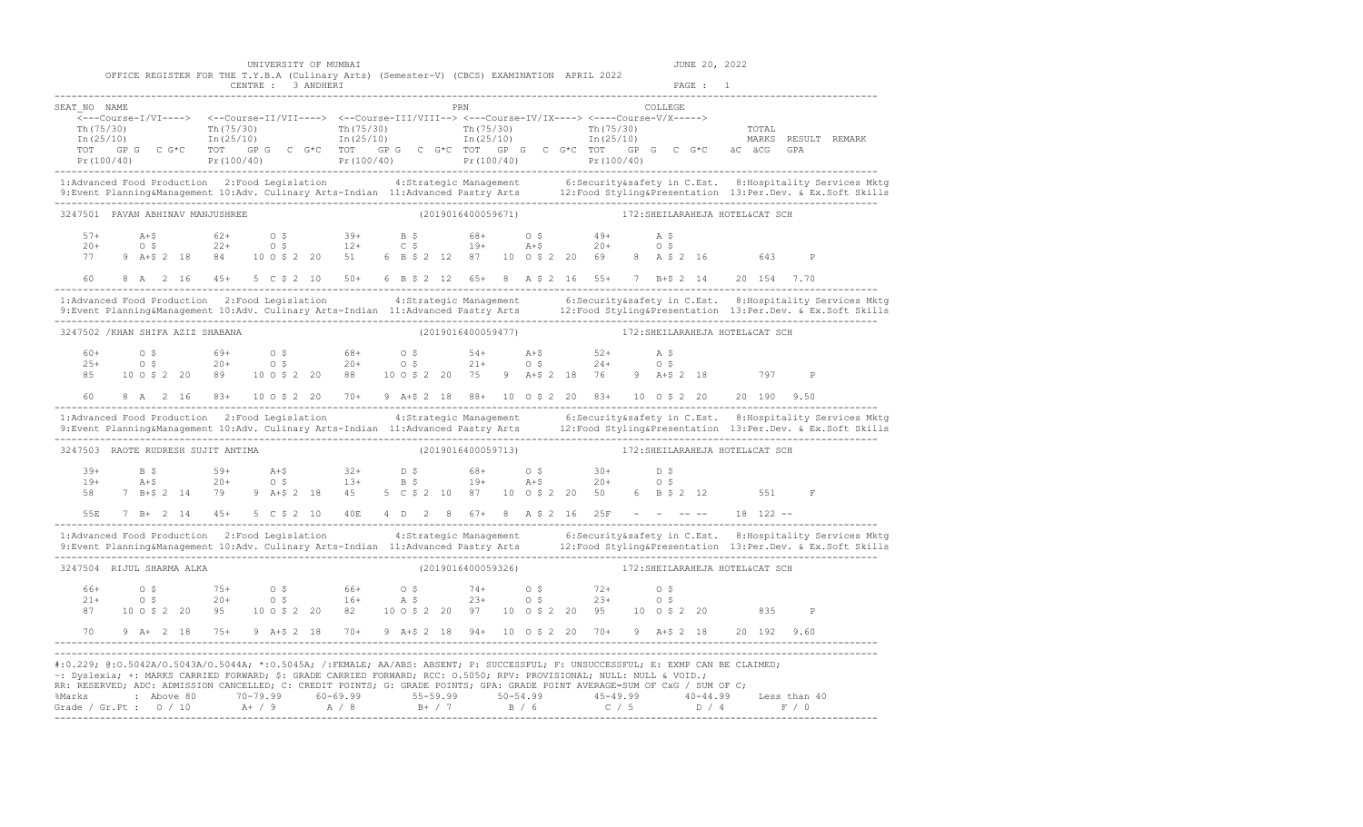UNIVERSITY OF MUMBAI

OFFICE REGISTER FOR THE T.Y.B.A (Culinary Arts) (Semester-V) (CBCS) EXAMINATION APRIL 2022

CENTRE : 3 ANDHERI

JUNE 20, 2022

```
SEAT_NO  NAME                                                        PRN                                   COLLEGE
    <---Course-I/VI----> <--Course-II/VII----> <--Course-III/VIII--> <--Course-IV/IX----> <----Course-V/X----->
    Th(75/30)            Th(75/30)             Th(75/30)             Th(75/30)            Th(75/30)                TOTAL
    In(25/10)            In(25/10)             In(25/10)             In(25/10)            In(25/10)                MARKS  RESULT  REMARK
    TOT   GP G   C G*C   TOT   GP G   C  G*C   TOT   GP G   C  G*C  TOT  GP  G   C  G*C  TOT   GP  G   C  G*C   äC  äCG   GPA
    Pr(100/40)           Pr(100/40)            Pr(100/40)            Pr(100/40)           Pr(100/40)
```

1:Advanced Food Production 2:Food Legislation 4:Strategic Management 6:Security&safety in C.Est. 8:Hospitality Services Mktg
9:Event Planning&Management 10:Adv. Culinary Arts-Indian 11:Advanced Pastry Arts 12:Food Styling&Presentation 13:Per.Dev. & Ex.Soft Skills

```
3247501  PAVAN ABHINAV MANJUSHREE                          (2019016400059671)          172:SHEILARAHEJA HOTEL&CAT SCH

    57+      A+$        62+      O $        39+      B $        68+      O $        49+      A $
    20+      O $        22+      O $        12+      C $        19+      A+$        20+      O $
    77    9 A+$ 2 18    84    10 O $ 2 20   51    6 B $ 2 12   87    10 O $ 2 20   69    8 A $ 2 16         643     P

    60    8 A  2 16    45+    5 C $ 2 10   50+    6 B $ 2 12   65+   8 A $ 2 16    55+   7 B+$ 2 14     20 154  7.70
```

1:Advanced Food Production 2:Food Legislation 4:Strategic Management 6:Security&safety in C.Est. 8:Hospitality Services Mktg
9:Event Planning&Management 10:Adv. Culinary Arts-Indian 11:Advanced Pastry Arts 12:Food Styling&Presentation 13:Per.Dev. & Ex.Soft Skills

```
3247502 /KHAN SHIFA AZIZ SHABANA                           (2019016400059477)          172:SHEILARAHEJA HOTEL&CAT SCH

    60+      O $        69+      O $        68+      O $        54+      A+$        52+      A $
    25+      O $        20+      O $        20+      O $        21+      O $        24+      O $
    85    10 O $ 2 20   89    10 O $ 2 20   88    10 O $ 2 20   75    9 A+$ 2 18   76    9 A+$ 2 18         797     P

    60    8 A  2 16    83+   10 O $ 2 20   70+    9 A+$ 2 18   88+   10 O $ 2 20   83+   10 O $ 2 20    20 190  9.50
```

1:Advanced Food Production 2:Food Legislation 4:Strategic Management 6:Security&safety in C.Est. 8:Hospitality Services Mktg
9:Event Planning&Management 10:Adv. Culinary Arts-Indian 11:Advanced Pastry Arts 12:Food Styling&Presentation 13:Per.Dev. & Ex.Soft Skills

```
3247503  RAOTE RUDRESH SUJIT ANTIMA                        (2019016400059713)          172:SHEILARAHEJA HOTEL&CAT SCH

    39+      B $        59+      A+$        32+      D $        68+      O $        30+      D $
    19+      A+$        20+      O $        13+      B $        19+      A+$        20+      O $
    58    7 B+$ 2 14    79    9 A+$ 2 18    45    5 C $ 2 10   87    10 O $ 2 20   50    6 B $ 2 12         551     F

    55E   7 B+  2 14   45+    5 C $ 2 10   40E    4 D  2  8   67+    8 A $ 2 16   25F    -  -  -- --     18 122  --
```

1:Advanced Food Production 2:Food Legislation 4:Strategic Management 6:Security&safety in C.Est. 8:Hospitality Services Mktg
9:Event Planning&Management 10:Adv. Culinary Arts-Indian 11:Advanced Pastry Arts 12:Food Styling&Presentation 13:Per.Dev. & Ex.Soft Skills

```
3247504  RIJUL SHARMA ALKA                                 (2019016400059326)          172:SHEILARAHEJA HOTEL&CAT SCH

    66+      O $        75+      O $        66+      O $        74+      O $        72+      O $
    21+      O $        20+      O $        16+      A $        23+      O $        23+      O $
    87    10 O $ 2 20   95    10 O $ 2 20   82    10 O $ 2 20   97    10 O $ 2 20   95    10 O $ 2 20         835     P

    70    9 A+  2 18   75+    9 A+$ 2 18   70+    9 A+$ 2 18   94+   10 O $ 2 20   70+    9 A+$ 2 18    20 192  9.60
```

#:0.229; @:O.5042A/O.5043A/O.5044A; *:O.5045A; /:FEMALE; AA/ABS: ABSENT; P: SUCCESSFUL; F: UNSUCCESSFUL; E: EXMP CAN BE CLAIMED;
~: Dyslexia; +: MARKS CARRIED FORWARD; $: GRADE CARRIED FORWARD; RCC: O.5050; RPV: PROVISIONAL; NULL: NULL & VOID.;
RR: RESERVED; ADC: ADMISSION CANCELLED; C: CREDIT POINTS; G: GRADE POINTS; GPA: GRADE POINT AVERAGE=SUM OF CxG / SUM OF C;

| %Marks | : Above 80 | 70-79.99 | 60-69.99 | 55-59.99 | 50-54.99 | 45-49.99 | 40-44.99 | Less than 40 |
|---|---|---|---|---|---|---|---|---|
| Grade / Gr.Pt : | O / 10 | A+ / 9 | A / 8 | B+ / 7 | B / 6 | C / 5 | D / 4 | F / 0 |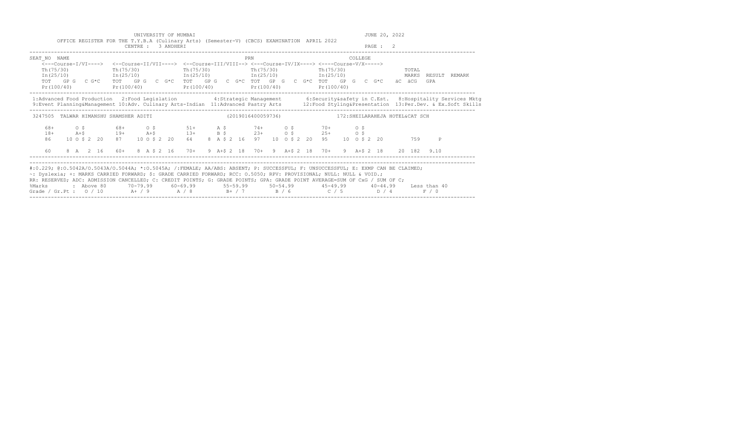UNIVERSITY OF MUMBAI

JUNE 20, 2022

OFFICE REGISTER FOR THE T.Y.B.A (Culinary Arts) (Semester-V) (CBCS) EXAMINATION APRIL 2022

CENTRE : 3 ANDHERI

PAGE : 2

```
SEAT_NO  NAME                                                    PRN                              COLLEGE
    <---Course-I/VI----> <--Course-II/VII----> <--Course-III/VIII--> <---Course-IV/IX----> <----Course-V/X----->
    Th(75/30)            Th(75/30)             Th(75/30)             Th(75/30)              Th(75/30)                    TOTAL
    In(25/10)            In(25/10)             In(25/10)             In(25/10)              In(25/10)                    MARKS  RESULT  REMARK
    TOT   GP G   C G*C   TOT   GP G   C G*C    TOT   GP G   C G*C    TOT   GP G   C G*C     TOT   GP G   C G*C   äC  äCG  GPA
    Pr(100/40)           Pr(100/40)            Pr(100/40)            Pr(100/40)             Pr(100/40)
```

1:Advanced Food Production 2:Food Legislation 4:Strategic Management 6:Security&safety in C.Est. 8:Hospitality Services Mktg
9:Event Planning&Management 10:Adv. Culinary Arts-Indian 11:Advanced Pastry Arts 12:Food Styling&Presentation 13:Per.Dev. & Ex.Soft Skills

```
 3247505  TALWAR HIMANSHU SHAMSHER ADITI                   (2019016400059736)               172:SHEILARAHEJA HOTEL&CAT SCH

    68+      O $         68+      O $         51+      A $         74+      O $         70+      O $
    18+      A+$         19+      A+$         13+      B $         23+      O $         25+      O $
    86    10 O $ 2  20   87    10 O $ 2  20   64    8  A $ 2  16   97    10 O $ 2  20   95    10 O $ 2  20        759     P

    60     8  A   2  16  60+    8  A $ 2  16  70+    9  A+$ 2  18  70+    9  A+$ 2  18  70+    9  A+$ 2  18   20  182  9.10
```

#:O.229; @:O.5042A/O.5043A/O.5044A; *:O.5045A; /:FEMALE; AA/ABS: ABSENT; P: SUCCESSFUL; F: UNSUCCESSFUL; E: EXMP CAN BE CLAIMED;
~: Dyslexia; +: MARKS CARRIED FORWARD; $: GRADE CARRIED FORWARD; RCC: O.5050; RPV: PROVISIONAL; NULL: NULL & VOID.;
RR: RESERVED; ADC: ADMISSION CANCELLED; C: CREDIT POINTS; G: GRADE POINTS; GPA: GRADE POINT AVERAGE=SUM OF CxG / SUM OF C;

| %Marks | Above 80 | 70-79.99 | 60-69.99 | 55-59.99 | 50-54.99 | 45-49.99 | 40-44.99 | Less than 40 |
|---|---|---|---|---|---|---|---|---|
| Grade / Gr.Pt | O / 10 | A+ / 9 | A / 8 | B+ / 7 | B / 6 | C / 5 | D / 4 | F / 0 |